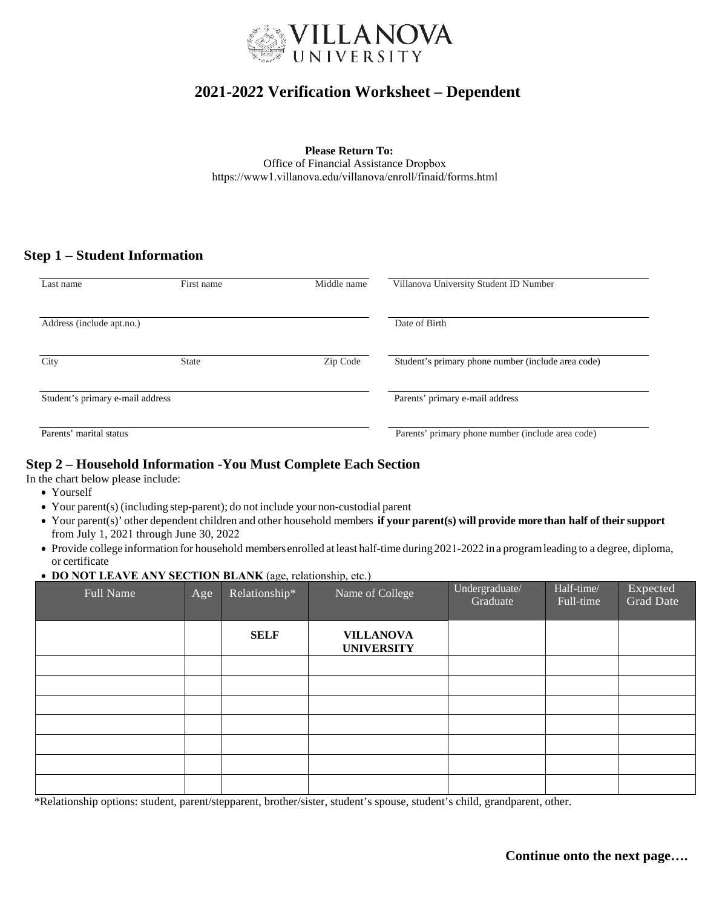VILLANOVA UNIVERSITY

# 2021-2022 Verification Worksheet – Dependent

**Please Return To:**
Office of Financial Assistance Dropbox
https://www1.villanova.edu/villanova/enroll/finaid/forms.html

## Step 1 – Student Information

| | | | |
|---|---|---|---|
| Last name | First name | Middle name | Villanova University Student ID Number |
| Address (include apt.no.) | | | Date of Birth |
| City | State | Zip Code | Student's primary phone number (include area code) |
| Student's primary e-mail address | | | Parents' primary e-mail address |
| Parents' marital status | | | Parents' primary phone number (include area code) |

## Step 2 – Household Information -You Must Complete Each Section

In the chart below please include:

- Yourself
- Your parent(s) (including step-parent); do not include your non-custodial parent
- Your parent(s)' other dependent children and other household members **if your parent(s) will provide more than half of their support** from July 1, 2021 through June 30, 2022
- Provide college information for household members enrolled at least half-time during 2021-2022 in a program leading to a degree, diploma, or certificate
- **DO NOT LEAVE ANY SECTION BLANK** (age, relationship, etc.)

| Full Name | Age | Relationship* | Name of College | Undergraduate/ Graduate | Half-time/ Full-time | Expected Grad Date |
|---|---|---|---|---|---|---|
| | | **SELF** | **VILLANOVA UNIVERSITY** | | | |
| | | | | | | |
| | | | | | | |
| | | | | | | |
| | | | | | | |
| | | | | | | |
| | | | | | | |
| | | | | | | |

*Relationship options: student, parent/stepparent, brother/sister, student's spouse, student's child, grandparent, other.

**Continue onto the next page….**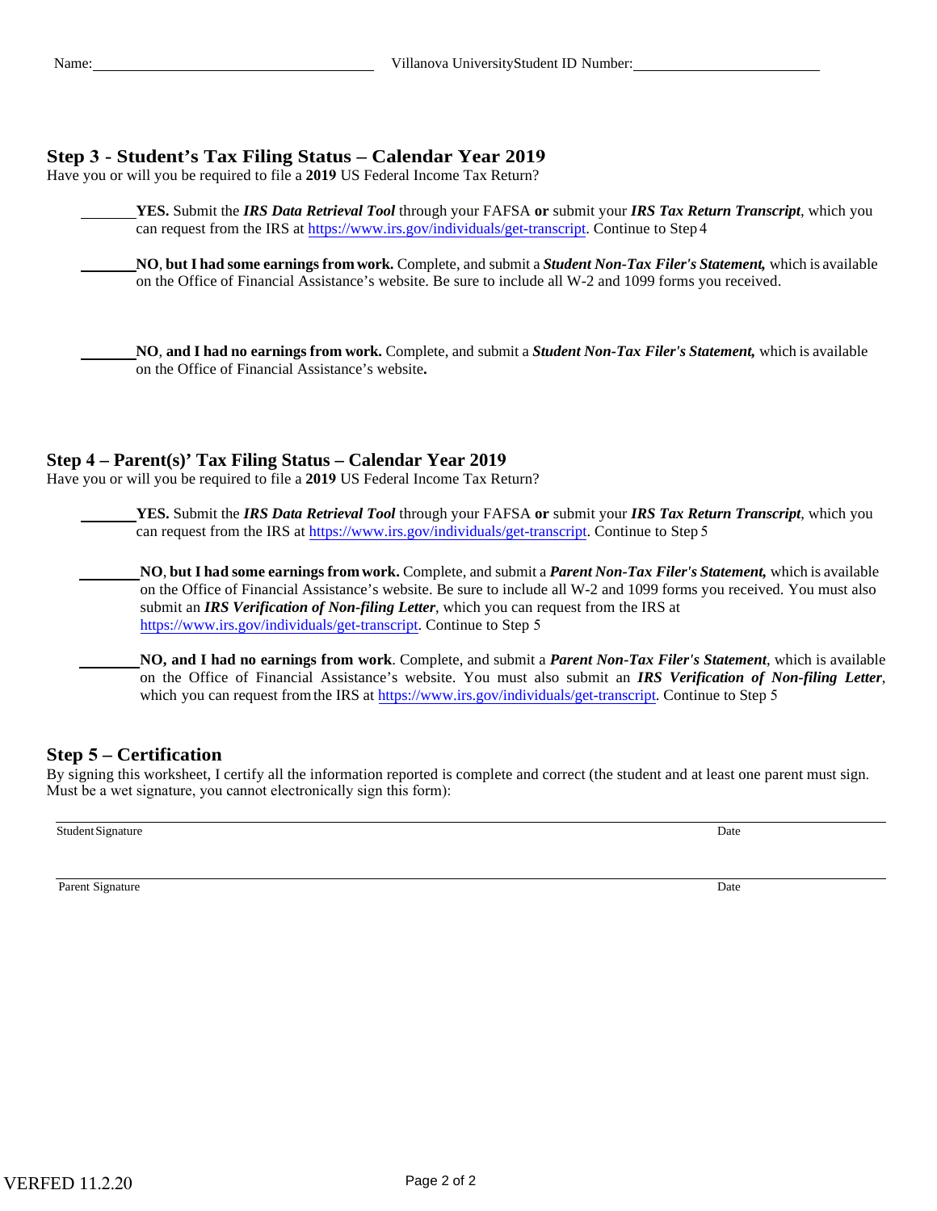Name:\_\_\_\_\_\_\_\_\_\_\_\_\_\_\_\_\_\_\_\_\_\_\_\_\_\_\_\_\_\_\_\_\_\_\_ Villanova UniversityStudent ID Number:\_\_\_\_\_\_\_\_\_\_\_\_\_\_\_\_\_\_\_\_\_\_\_\_

## Step 3 - Student's Tax Filing Status – Calendar Year 2019

Have you or will you be required to file a **2019** US Federal Income Tax Return?

\_\_\_\_\_\_\_\_ **YES.** Submit the ***IRS Data Retrieval Tool*** through your FAFSA **or** submit your ***IRS Tax Return Transcript***, which you can request from the IRS at https://www.irs.gov/individuals/get-transcript. Continue to Step 4

\_\_\_\_\_\_\_\_ **NO**, **but I had some earnings from work.** Complete, and submit a ***Student Non-Tax Filer's Statement,*** which is available on the Office of Financial Assistance's website. Be sure to include all W-2 and 1099 forms you received.

\_\_\_\_\_\_\_\_ **NO**, **and I had no earnings from work.** Complete, and submit a ***Student Non-Tax Filer's Statement,*** which is available on the Office of Financial Assistance's website**.**

## Step 4 – Parent(s)' Tax Filing Status – Calendar Year 2019

Have you or will you be required to file a **2019** US Federal Income Tax Return?

\_\_\_\_\_\_\_\_ **YES.** Submit the ***IRS Data Retrieval Tool*** through your FAFSA **or** submit your ***IRS Tax Return Transcript***, which you can request from the IRS at https://www.irs.gov/individuals/get-transcript. Continue to Step 5

\_\_\_\_\_\_\_\_ **NO**, **but I had some earnings from work.** Complete, and submit a ***Parent Non-Tax Filer's Statement,*** which is available on the Office of Financial Assistance's website. Be sure to include all W-2 and 1099 forms you received. You must also submit an ***IRS Verification of Non-filing Letter***, which you can request from the IRS at https://www.irs.gov/individuals/get-transcript. Continue to Step 5

\_\_\_\_\_\_\_\_ **NO, and I had no earnings from work**. Complete, and submit a ***Parent Non-Tax Filer's Statement***, which is available on the Office of Financial Assistance's website. You must also submit an ***IRS Verification of Non-filing Letter***, which you can request from the IRS at https://www.irs.gov/individuals/get-transcript. Continue to Step 5

## Step 5 – Certification

By signing this worksheet, I certify all the information reported is complete and correct (the student and at least one parent must sign. Must be a wet signature, you cannot electronically sign this form):

\_\_\_\_\_\_\_\_\_\_\_\_\_\_\_\_\_\_\_\_\_\_\_\_\_\_\_\_\_\_\_\_\_\_\_\_\_\_\_\_\_\_\_\_\_\_\_\_\_\_\_\_\_\_\_\_\_\_\_\_\_\_\_\_\_\_\_\_\_\_

Student Signature Date

\_\_\_\_\_\_\_\_\_\_\_\_\_\_\_\_\_\_\_\_\_\_\_\_\_\_\_\_\_\_\_\_\_\_\_\_\_\_\_\_\_\_\_\_\_\_\_\_\_\_\_\_\_\_\_\_\_\_\_\_\_\_\_\_\_\_\_\_\_\_

Parent Signature Date

VERFED 11.2.20